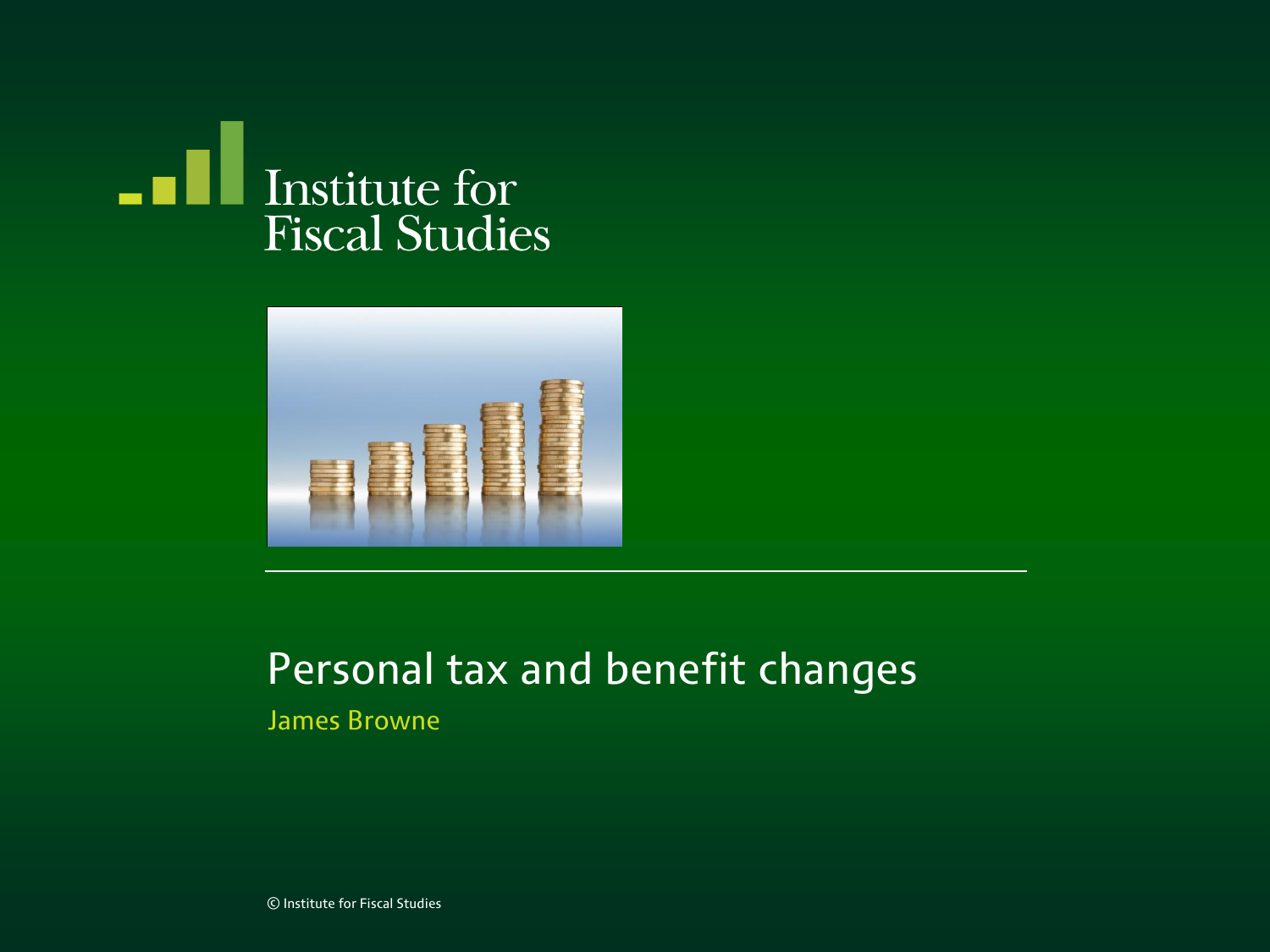Institute for Fiscal Studies

# Personal tax and benefit changes

James Browne

© Institute for Fiscal Studies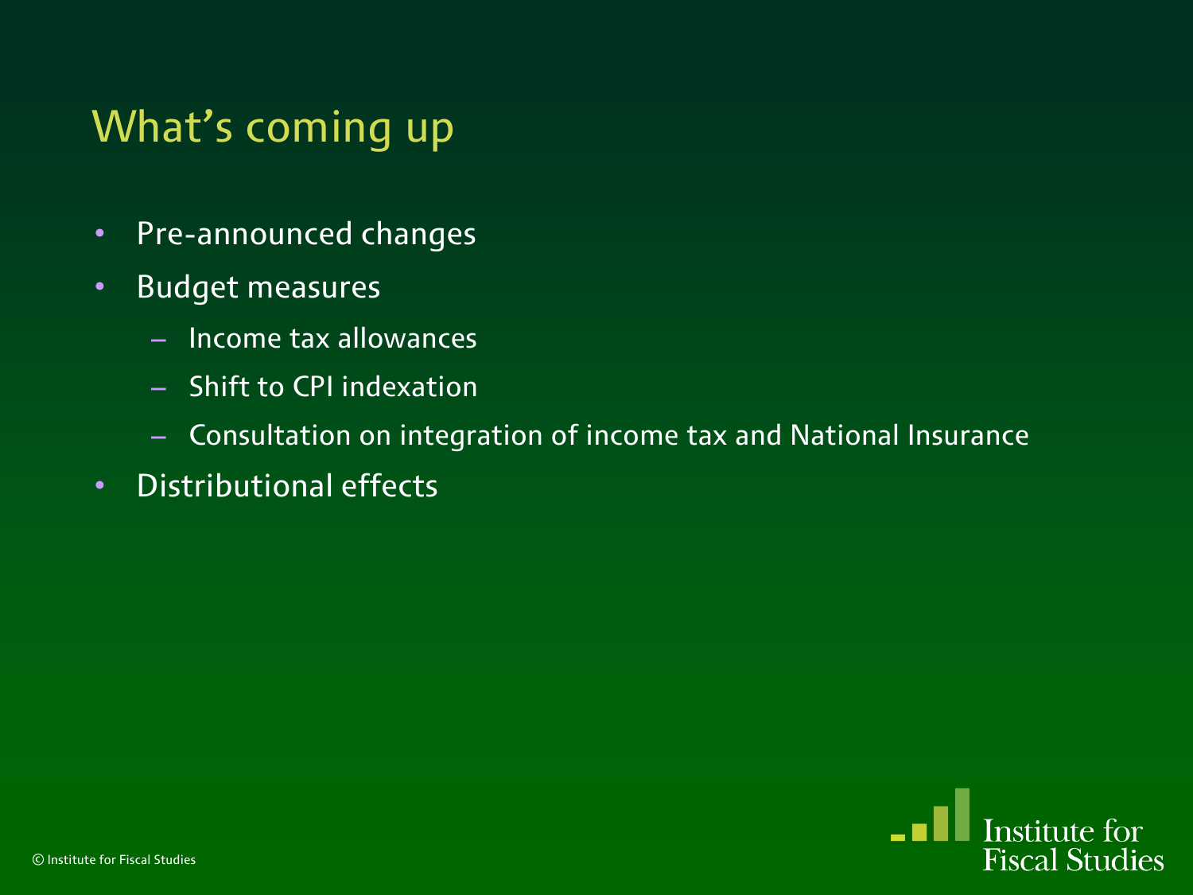# What's coming up

- Pre-announced changes
- Budget measures
  - Income tax allowances
  - Shift to CPI indexation
  - Consultation on integration of income tax and National Insurance
- Distributional effects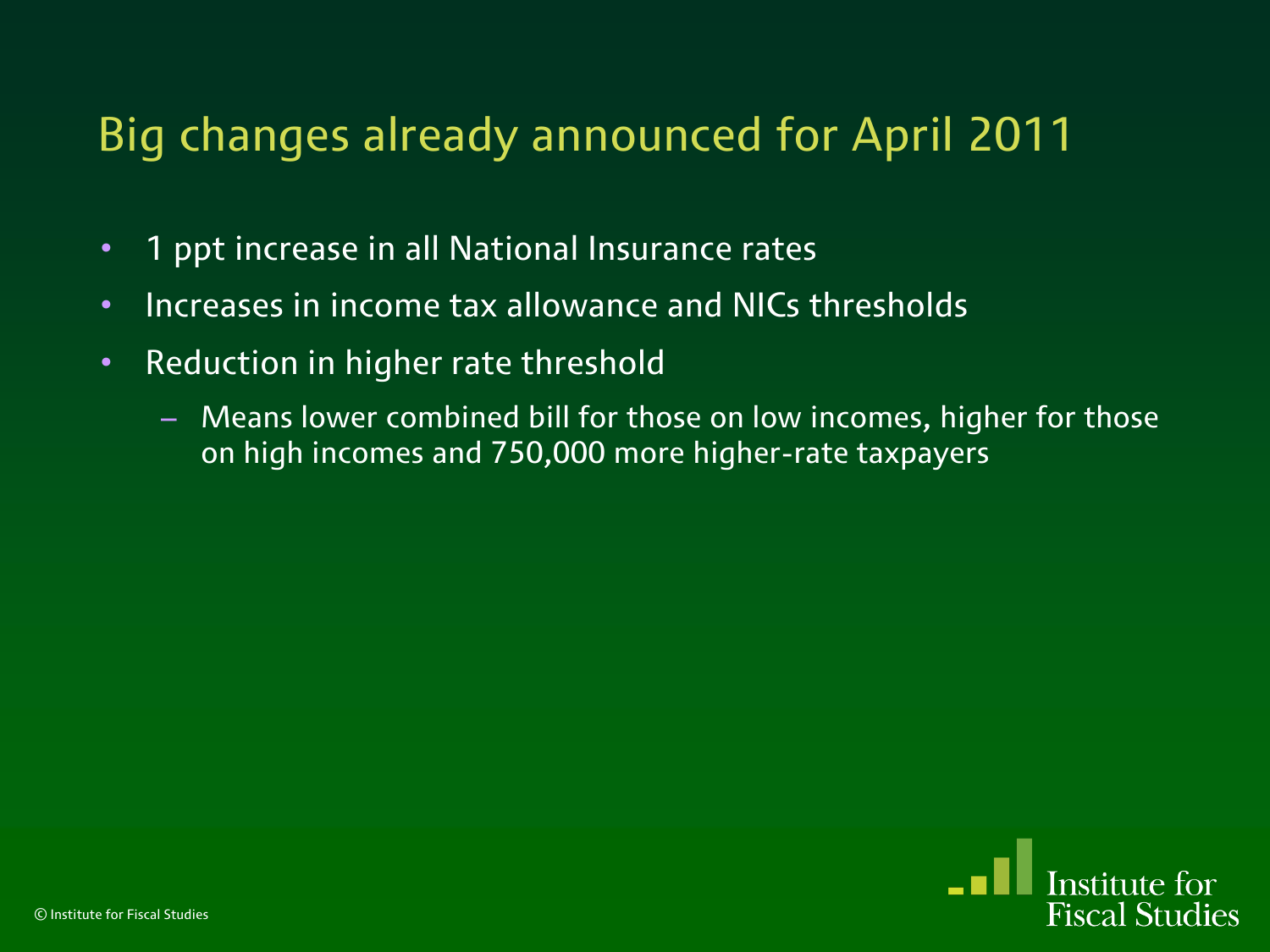# Big changes already announced for April 2011

- 1 ppt increase in all National Insurance rates
- Increases in income tax allowance and NICs thresholds
- Reduction in higher rate threshold
  - Means lower combined bill for those on low incomes, higher for those on high incomes and 750,000 more higher-rate taxpayers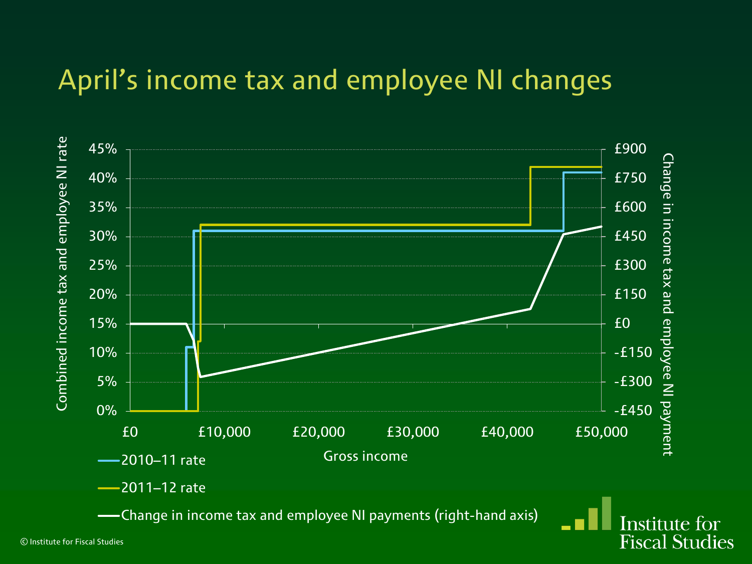# April's income tax and employee NI changes

Combined income tax and employee NI rate

45%
40%
35%
30%
25%
20%
15%
10%
5%
0%

£900
£750
£600
£450
£300
£150
£0
-£150
-£300
-£450

Change in income tax and employee NI payment

£0 £10,000 £20,000 £30,000 £40,000 £50,000

Gross income

- 2010–11 rate
- 2011–12 rate
- Change in income tax and employee NI payments (right-hand axis)

© Institute for Fiscal Studies

Institute for Fiscal Studies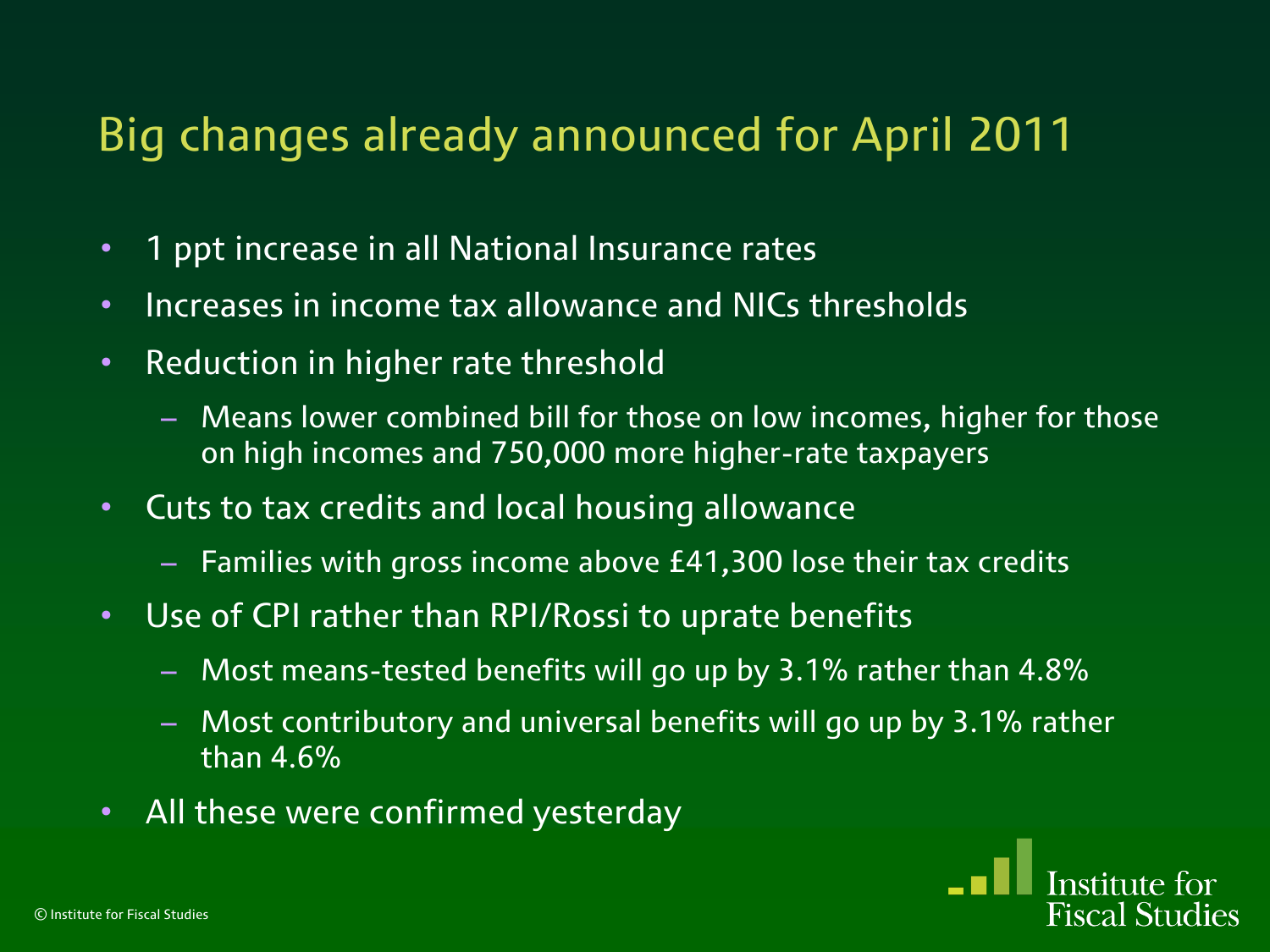# Big changes already announced for April 2011

- 1 ppt increase in all National Insurance rates
- Increases in income tax allowance and NICs thresholds
- Reduction in higher rate threshold
  - Means lower combined bill for those on low incomes, higher for those on high incomes and 750,000 more higher-rate taxpayers
- Cuts to tax credits and local housing allowance
  - Families with gross income above £41,300 lose their tax credits
- Use of CPI rather than RPI/Rossi to uprate benefits
  - Most means-tested benefits will go up by 3.1% rather than 4.8%
  - Most contributory and universal benefits will go up by 3.1% rather than 4.6%
- All these were confirmed yesterday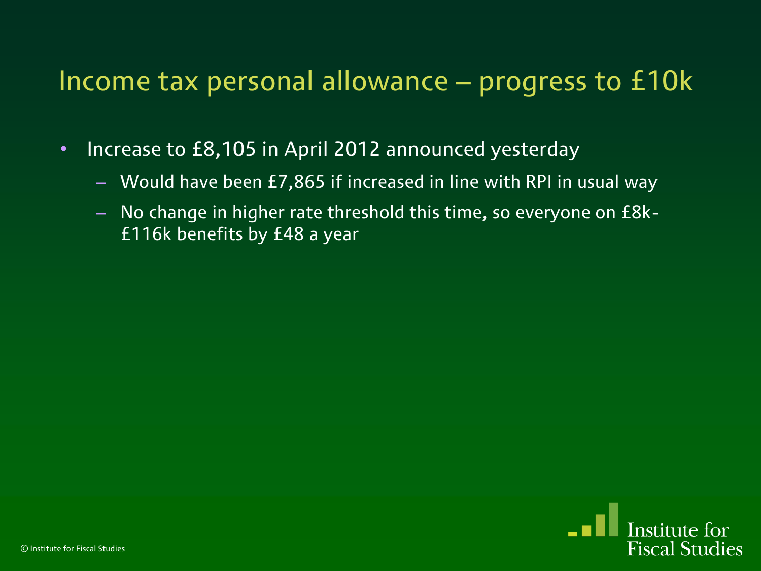# Income tax personal allowance – progress to £10k

- Increase to £8,105 in April 2012 announced yesterday
  - Would have been £7,865 if increased in line with RPI in usual way
  - No change in higher rate threshold this time, so everyone on £8k-£116k benefits by £48 a year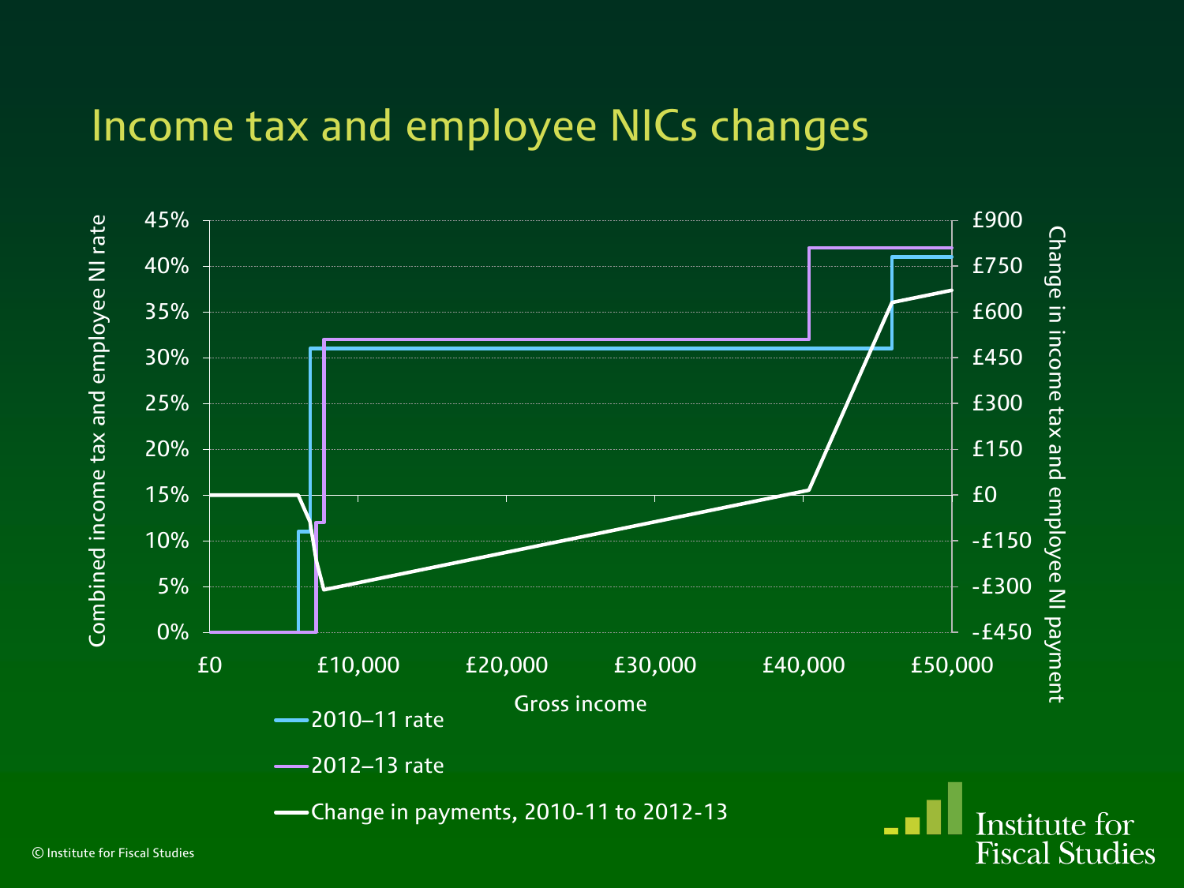# Income tax and employee NICs changes

Combined income tax and employee NI rate: 0%, 5%, 10%, 15%, 20%, 25%, 30%, 35%, 40%, 45%

Change in income tax and employee NI payment: -£450, -£300, -£150, £0, £150, £300, £450, £600, £750, £900

Gross income: £0, £10,000, £20,000, £30,000, £40,000, £50,000

- 2010–11 rate
- 2012–13 rate
- Change in payments, 2010-11 to 2012-13

© Institute for Fiscal Studies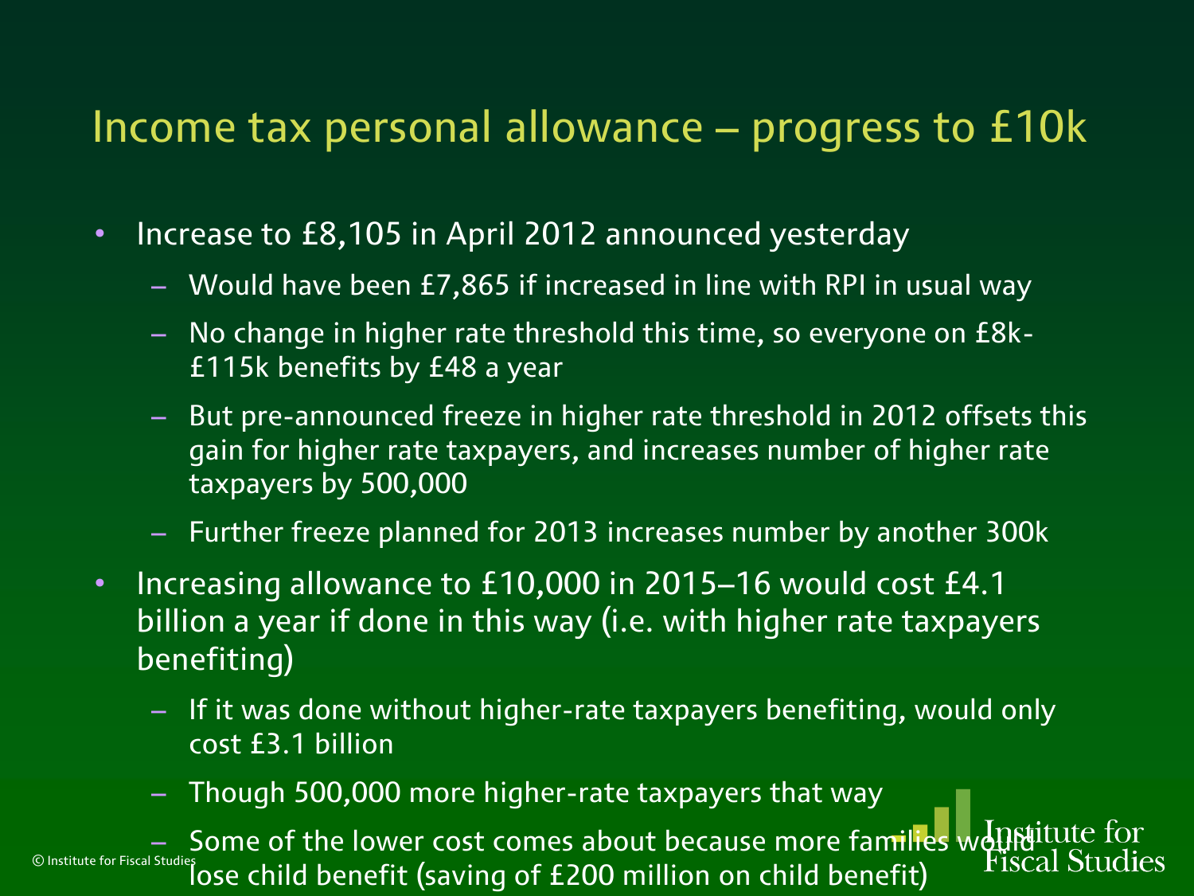# Income tax personal allowance – progress to £10k

- Increase to £8,105 in April 2012 announced yesterday
  - Would have been £7,865 if increased in line with RPI in usual way
  - No change in higher rate threshold this time, so everyone on £8k-£115k benefits by £48 a year
  - But pre-announced freeze in higher rate threshold in 2012 offsets this gain for higher rate taxpayers, and increases number of higher rate taxpayers by 500,000
  - Further freeze planned for 2013 increases number by another 300k
- Increasing allowance to £10,000 in 2015–16 would cost £4.1 billion a year if done in this way (i.e. with higher rate taxpayers benefiting)
  - If it was done without higher-rate taxpayers benefiting, would only cost £3.1 billion
  - Though 500,000 more higher-rate taxpayers that way
  - Some of the lower cost comes about because more families would lose child benefit (saving of £200 million on child benefit)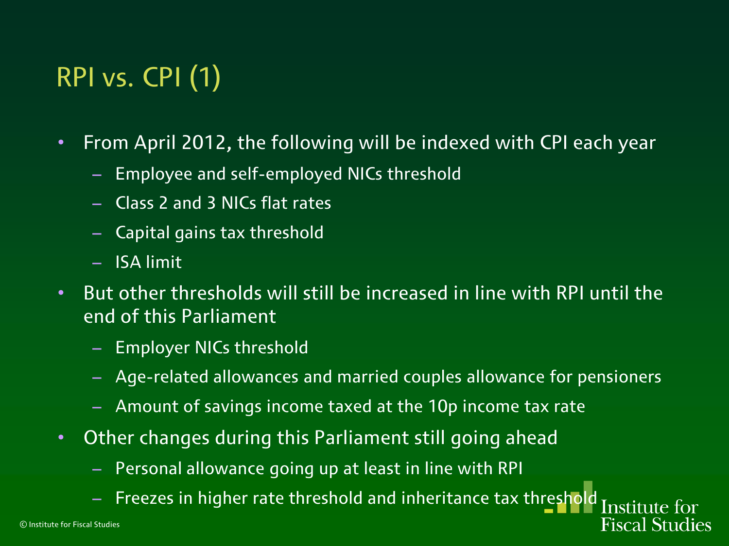# RPI vs. CPI (1)

- From April 2012, the following will be indexed with CPI each year
  - Employee and self-employed NICs threshold
  - Class 2 and 3 NICs flat rates
  - Capital gains tax threshold
  - ISA limit
- But other thresholds will still be increased in line with RPI until the end of this Parliament
  - Employer NICs threshold
  - Age-related allowances and married couples allowance for pensioners
  - Amount of savings income taxed at the 10p income tax rate
- Other changes during this Parliament still going ahead
  - Personal allowance going up at least in line with RPI
  - Freezes in higher rate threshold and inheritance tax threshold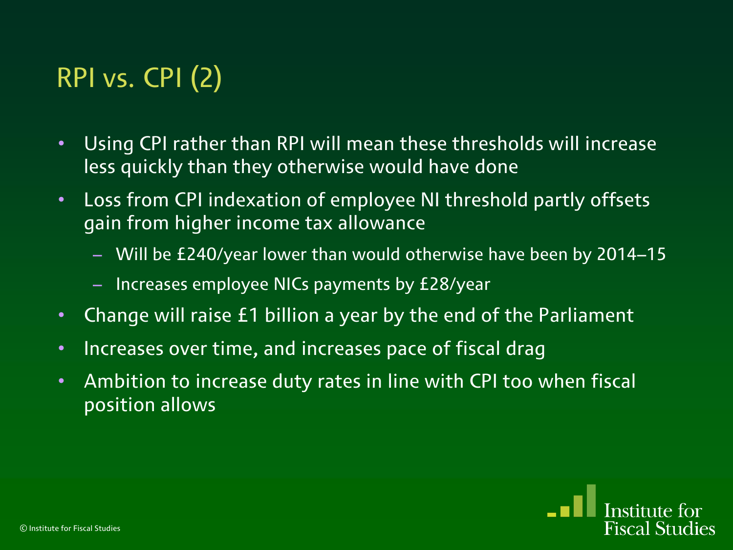# RPI vs. CPI (2)

- Using CPI rather than RPI will mean these thresholds will increase less quickly than they otherwise would have done
- Loss from CPI indexation of employee NI threshold partly offsets gain from higher income tax allowance
  - Will be £240/year lower than would otherwise have been by 2014–15
  - Increases employee NICs payments by £28/year
- Change will raise £1 billion a year by the end of the Parliament
- Increases over time, and increases pace of fiscal drag
- Ambition to increase duty rates in line with CPI too when fiscal position allows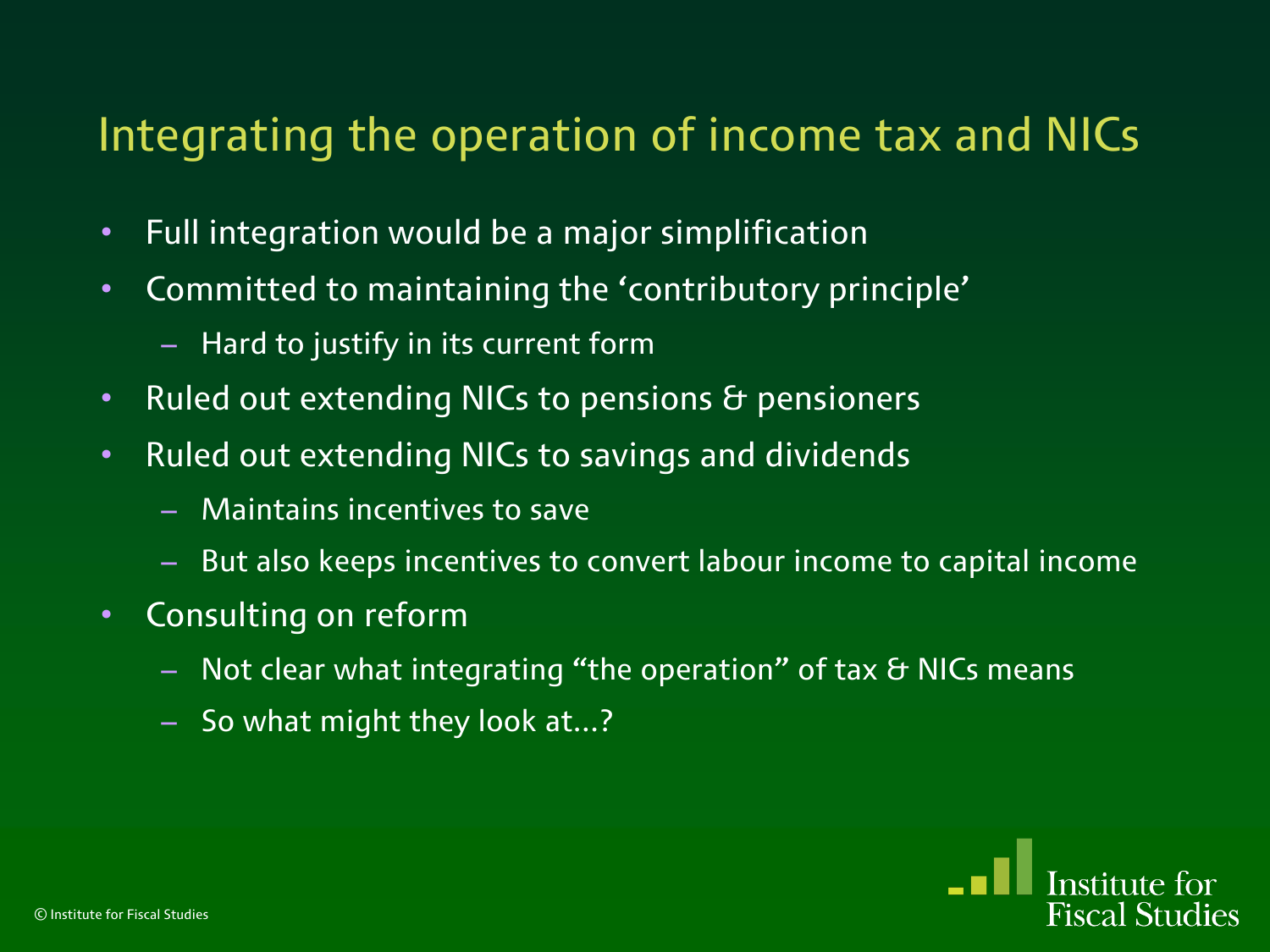# Integrating the operation of income tax and NICs

- Full integration would be a major simplification
- Committed to maintaining the 'contributory principle'
  - Hard to justify in its current form
- Ruled out extending NICs to pensions & pensioners
- Ruled out extending NICs to savings and dividends
  - Maintains incentives to save
  - But also keeps incentives to convert labour income to capital income
- Consulting on reform
  - Not clear what integrating "the operation" of tax & NICs means
  - So what might they look at…?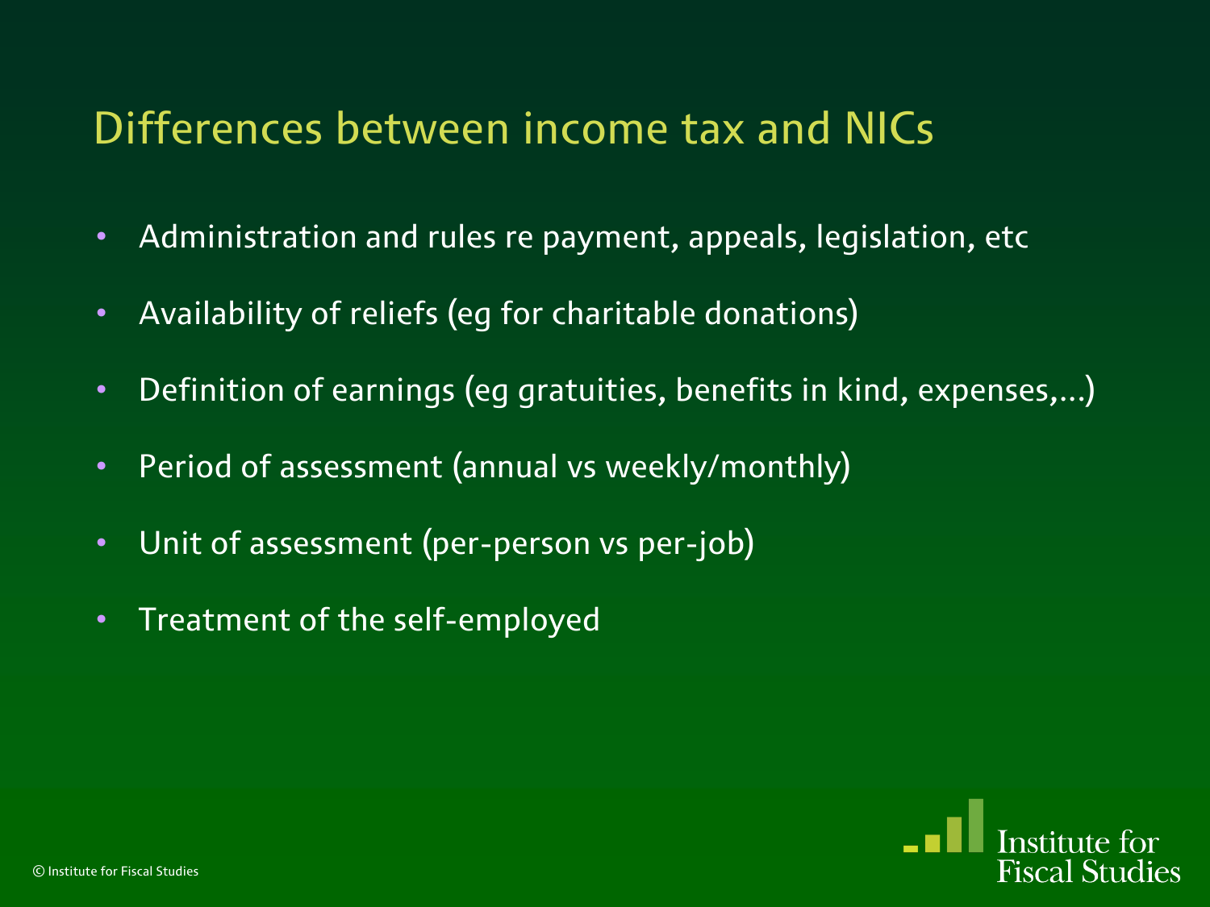# Differences between income tax and NICs

- Administration and rules re payment, appeals, legislation, etc
- Availability of reliefs (eg for charitable donations)
- Definition of earnings (eg gratuities, benefits in kind, expenses,…)
- Period of assessment (annual vs weekly/monthly)
- Unit of assessment (per-person vs per-job)
- Treatment of the self-employed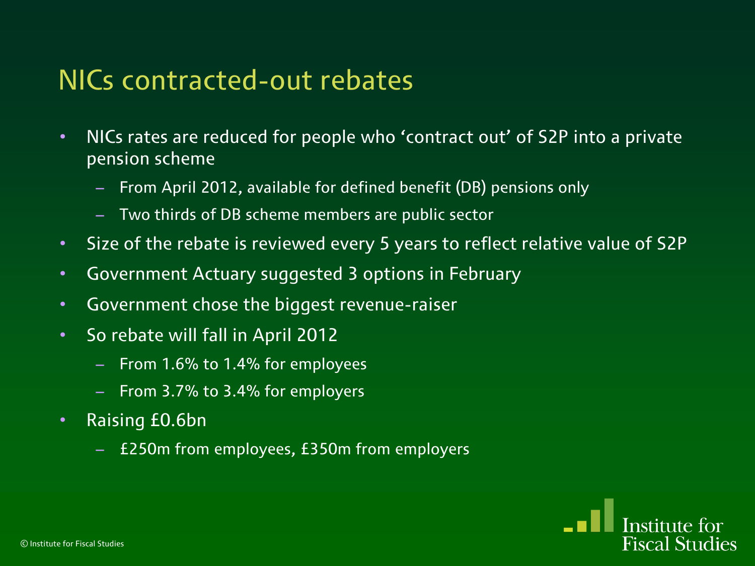# NICs contracted-out rebates

- NICs rates are reduced for people who 'contract out' of S2P into a private pension scheme
  - From April 2012, available for defined benefit (DB) pensions only
  - Two thirds of DB scheme members are public sector
- Size of the rebate is reviewed every 5 years to reflect relative value of S2P
- Government Actuary suggested 3 options in February
- Government chose the biggest revenue-raiser
- So rebate will fall in April 2012
  - From 1.6% to 1.4% for employees
  - From 3.7% to 3.4% for employers
- Raising £0.6bn
  - £250m from employees, £350m from employers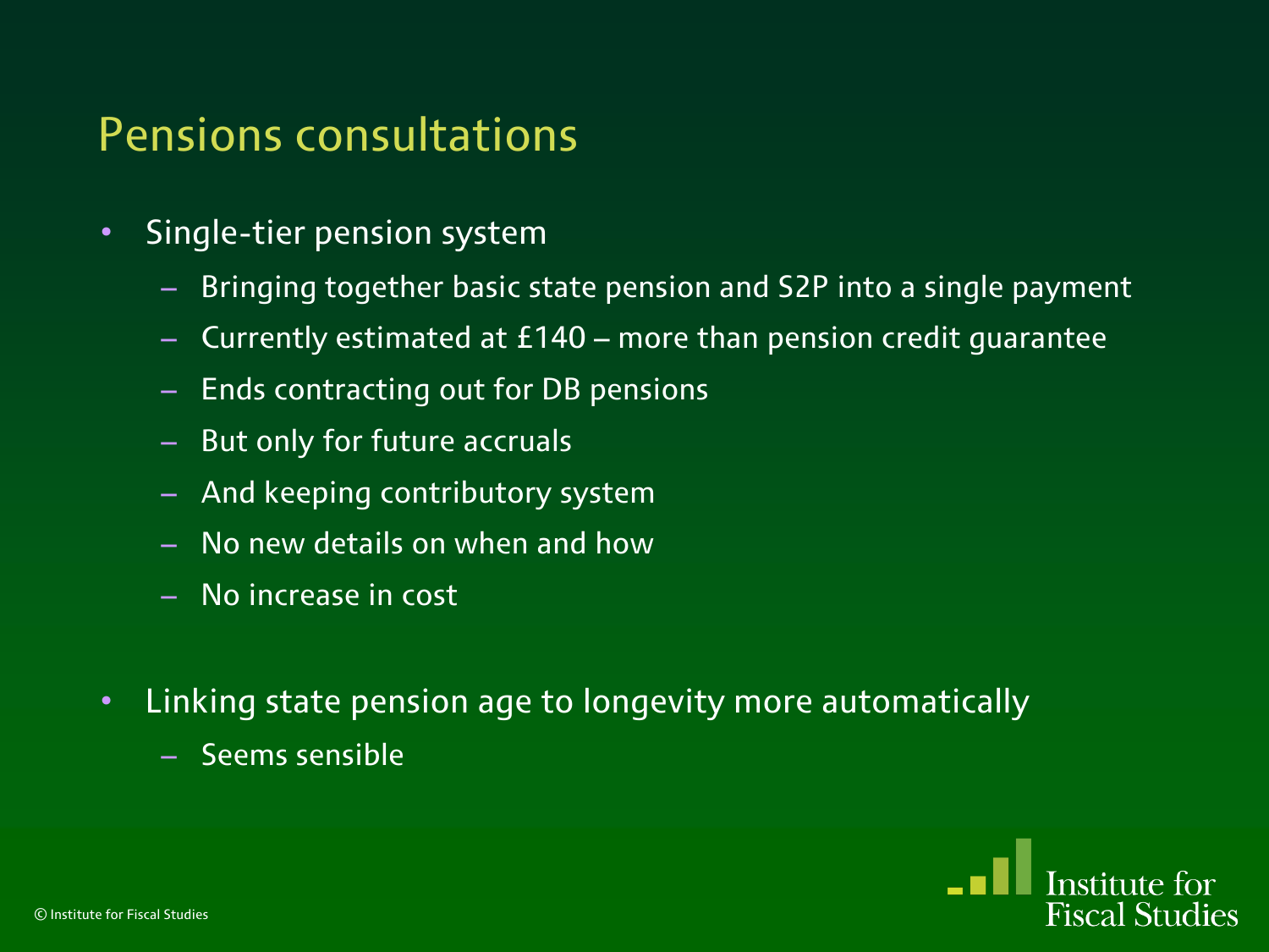# Pensions consultations

- Single-tier pension system
  - Bringing together basic state pension and S2P into a single payment
  - Currently estimated at £140 – more than pension credit guarantee
  - Ends contracting out for DB pensions
  - But only for future accruals
  - And keeping contributory system
  - No new details on when and how
  - No increase in cost
- Linking state pension age to longevity more automatically
  - Seems sensible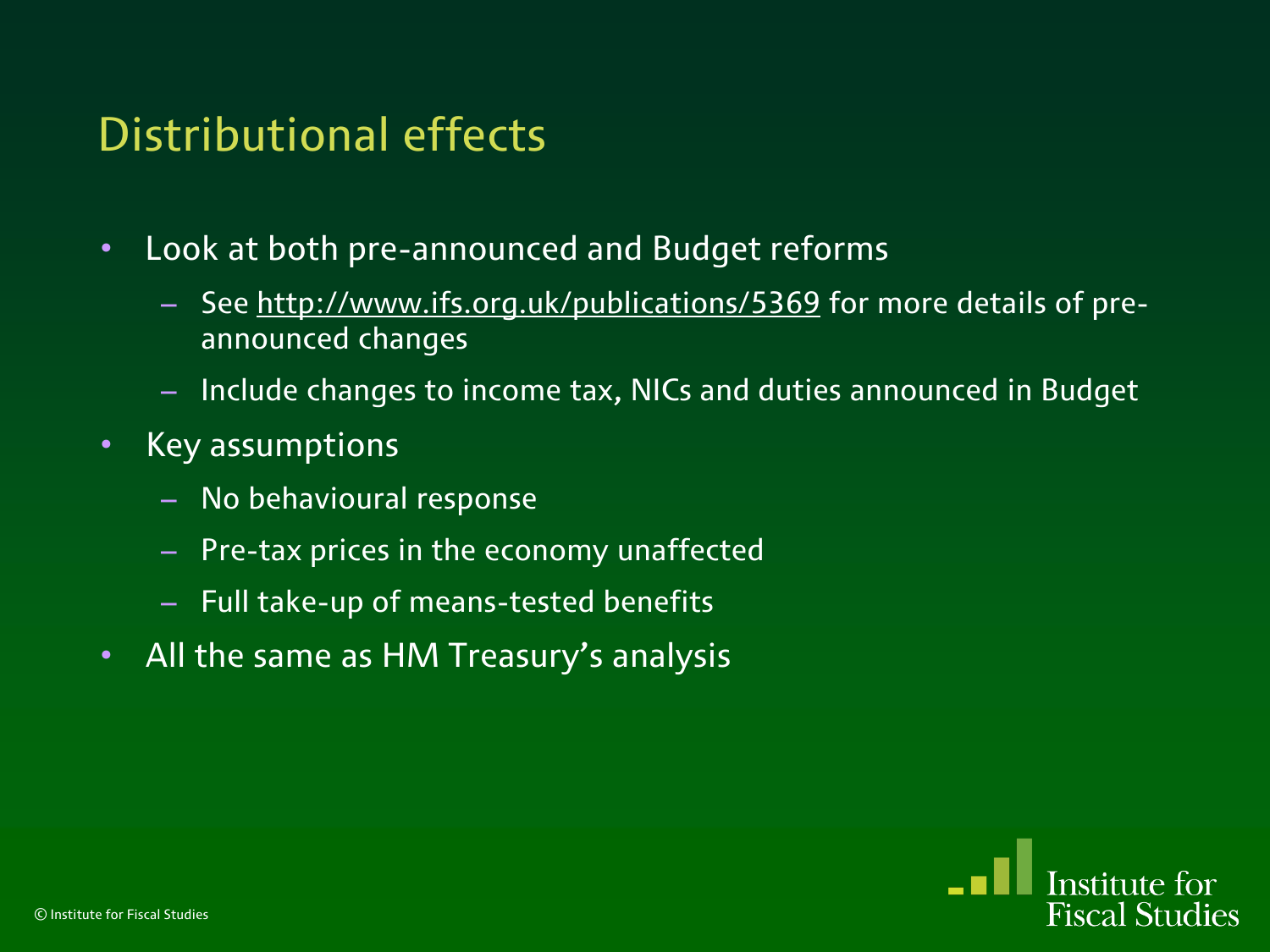# Distributional effects

- Look at both pre-announced and Budget reforms
  - See http://www.ifs.org.uk/publications/5369 for more details of pre-announced changes
  - Include changes to income tax, NICs and duties announced in Budget
- Key assumptions
  - No behavioural response
  - Pre-tax prices in the economy unaffected
  - Full take-up of means-tested benefits
- All the same as HM Treasury's analysis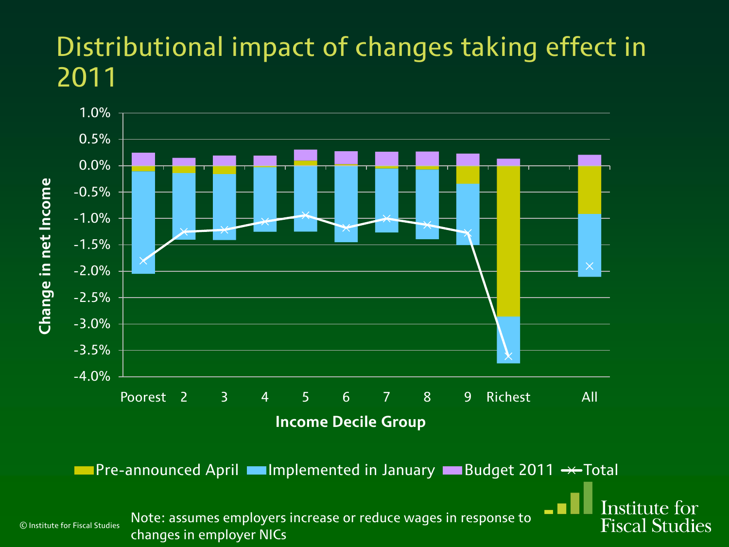# Distributional impact of changes taking effect in 2011

Change in net Income

1.0%
0.5%
0.0%
-0.5%
-1.0%
-1.5%
-2.0%
-2.5%
-3.0%
-3.5%
-4.0%

Poorest 2 3 4 5 6 7 8 9 Richest All

Income Decile Group

Pre-announced April | Implemented in January | Budget 2011 | Total

© Institute for Fiscal Studies

Note: assumes employers increase or reduce wages in response to changes in employer NICs

Institute for Fiscal Studies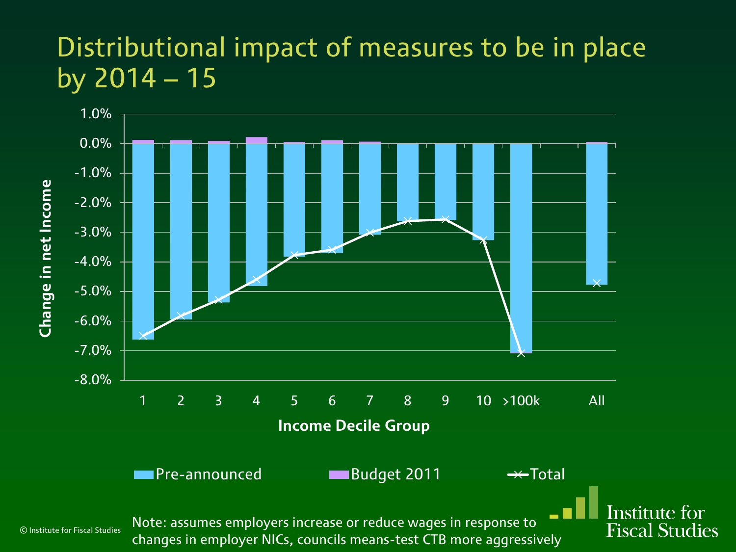# Distributional impact of measures to be in place by 2014 – 15

Change in net Income

1.0%
0.0%
-1.0%
-2.0%
-3.0%
-4.0%
-5.0%
-6.0%
-7.0%
-8.0%

1 2 3 4 5 6 7 8 9 10 >100k All

**Income Decile Group**

Pre-announced Budget 2011 Total

Note: assumes employers increase or reduce wages in response to changes in employer NICs, councils means-test CTB more aggressively

© Institute for Fiscal Studies

Institute for Fiscal Studies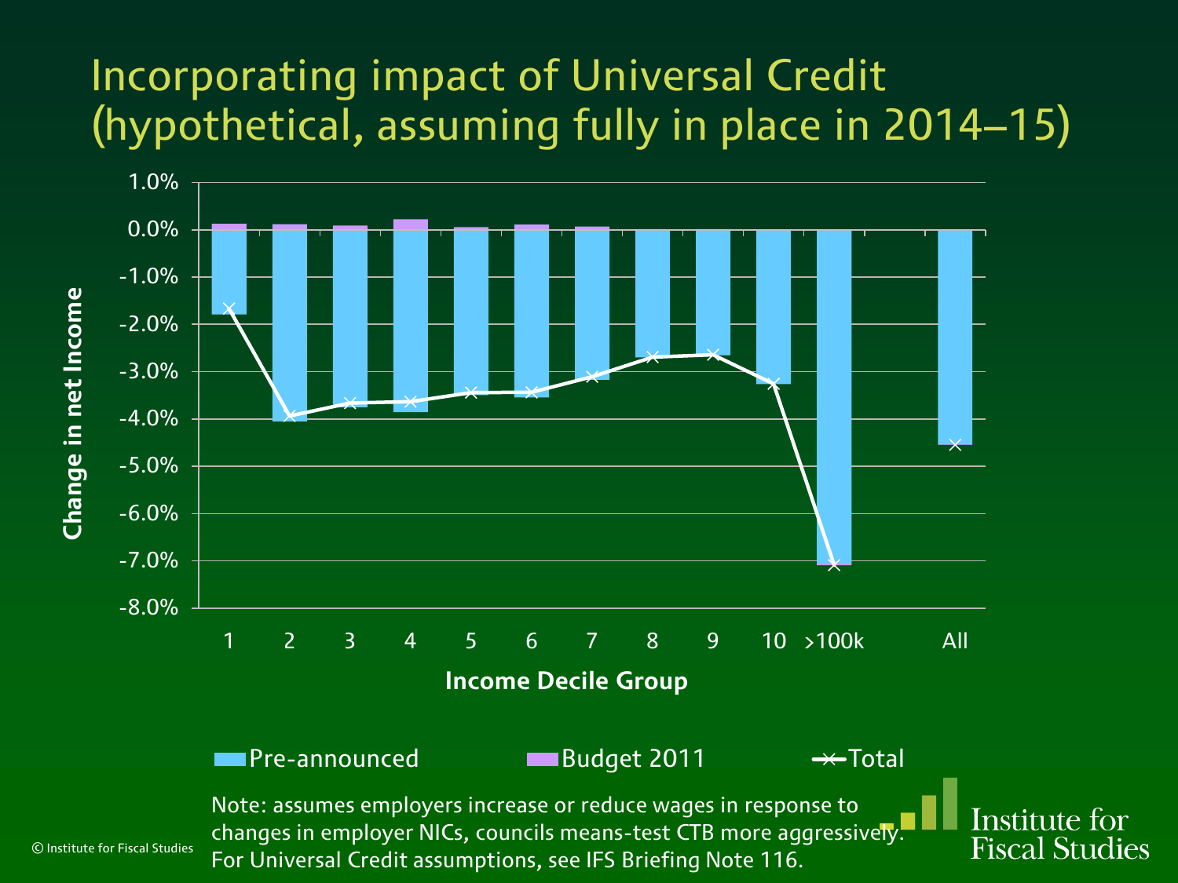# Incorporating impact of Universal Credit (hypothetical, assuming fully in place in 2014–15)

Note: assumes employers increase or reduce wages in response to changes in employer NICs, councils means-test CTB more aggressively. For Universal Credit assumptions, see IFS Briefing Note 116.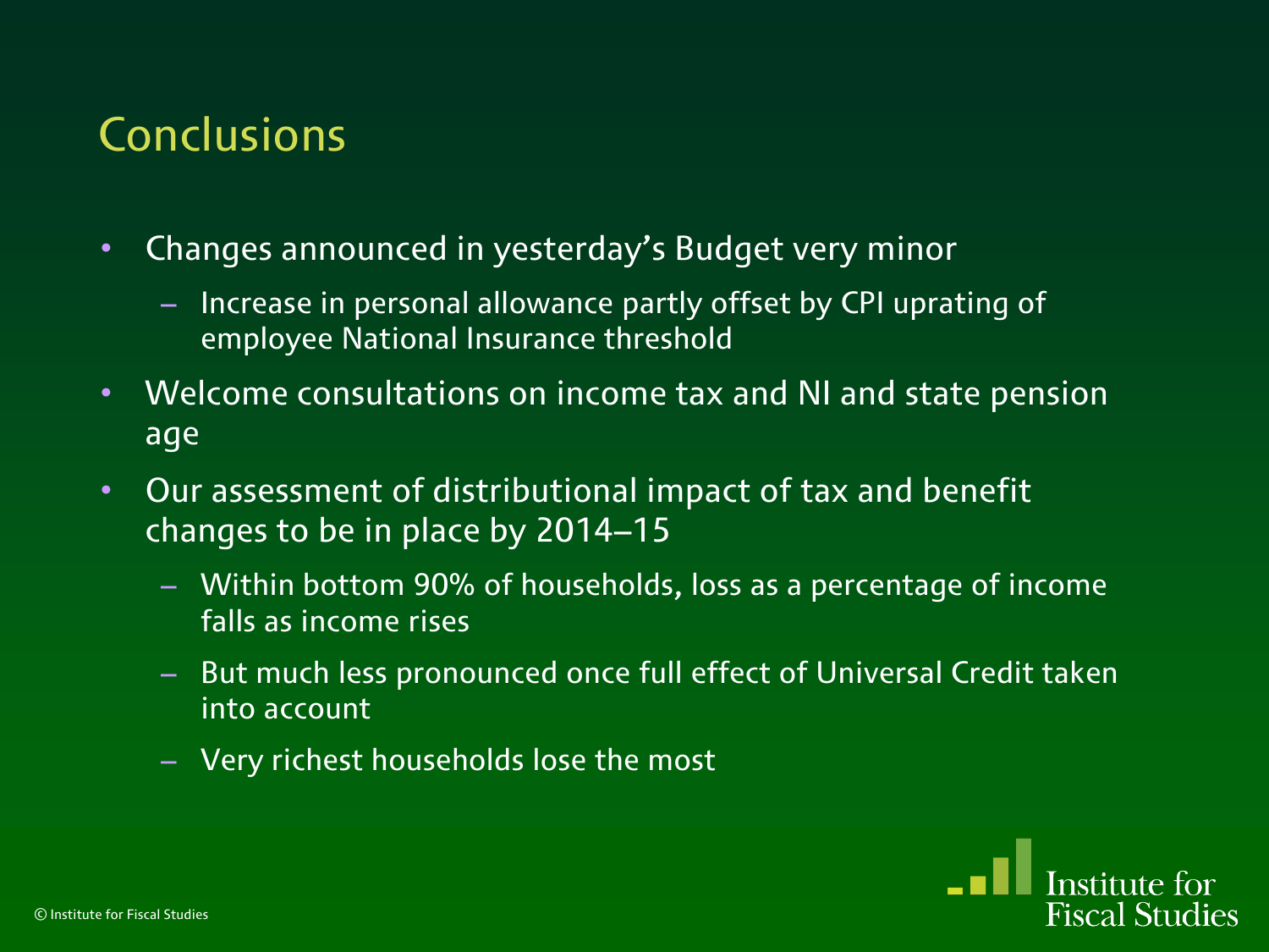# Conclusions

- Changes announced in yesterday's Budget very minor
  - Increase in personal allowance partly offset by CPI uprating of employee National Insurance threshold
- Welcome consultations on income tax and NI and state pension age
- Our assessment of distributional impact of tax and benefit changes to be in place by 2014–15
  - Within bottom 90% of households, loss as a percentage of income falls as income rises
  - But much less pronounced once full effect of Universal Credit taken into account
  - Very richest households lose the most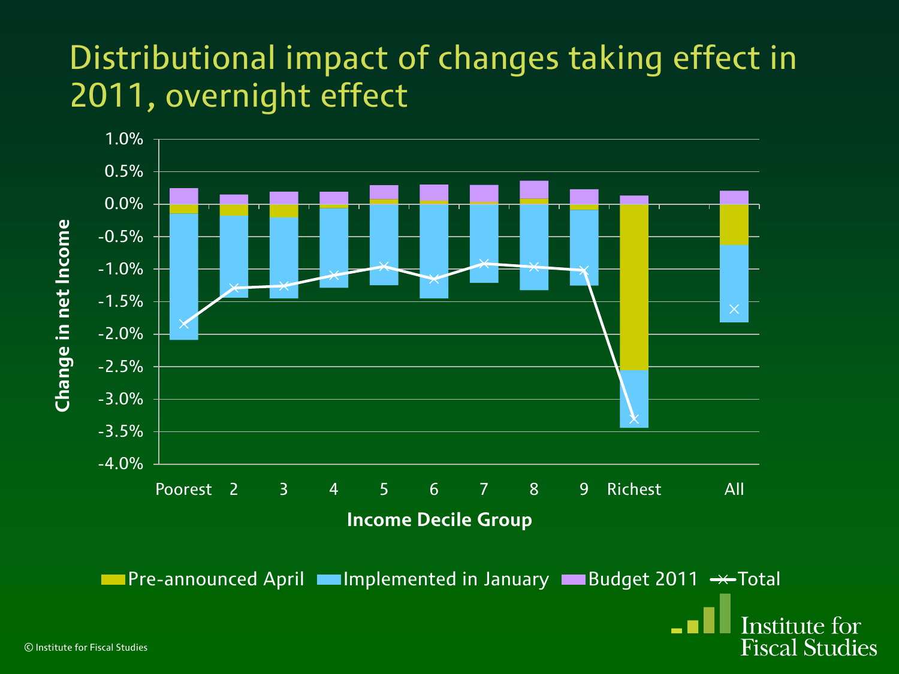# Distributional impact of changes taking effect in 2011, overnight effect

Change in net Income

1.0%
0.5%
0.0%
-0.5%
-1.0%
-1.5%
-2.0%
-2.5%
-3.0%
-3.5%
-4.0%

Poorest 2 3 4 5 6 7 8 9 Richest All

**Income Decile Group**

Pre-announced April | Implemented in January | Budget 2011 | Total

© Institute for Fiscal Studies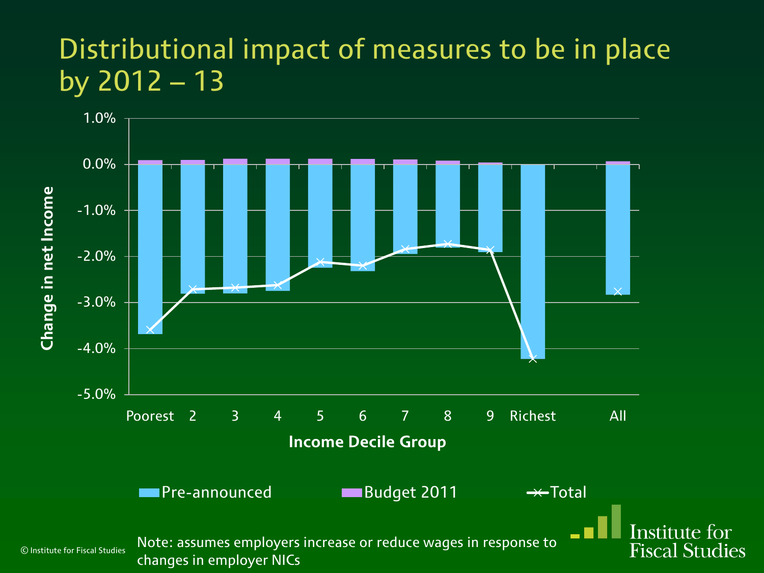# Distributional impact of measures to be in place by 2012 – 13

Change in net Income

1.0%
0.0%
-1.0%
-2.0%
-3.0%
-4.0%
-5.0%

Poorest 2 3 4 5 6 7 8 9 Richest All

**Income Decile Group**

Pre-announced Budget 2011 Total

© Institute for Fiscal Studies

Note: assumes employers increase or reduce wages in response to changes in employer NICs

Institute for Fiscal Studies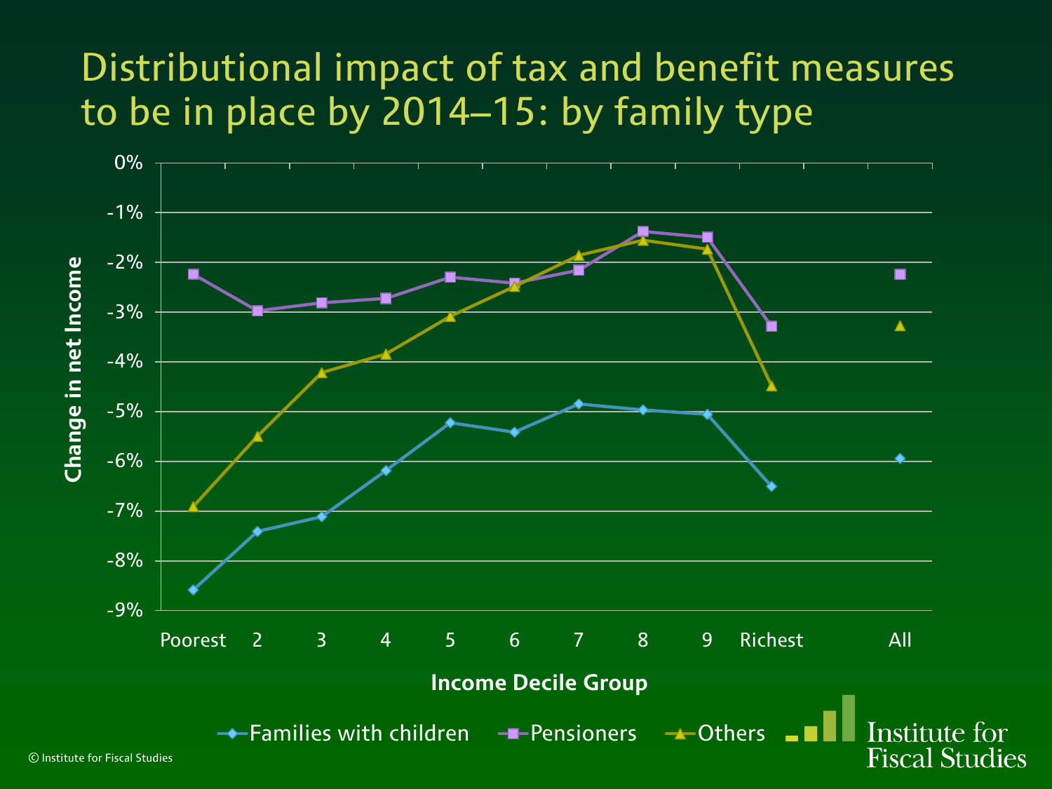# Distributional impact of tax and benefit measures to be in place by 2014–15: by family type

Change in net Income

| Income Decile Group | Families with children | Pensioners | Others |
|---|---|---|---|
| Poorest | -8.6% | -2.2% | -6.9% |
| 2 | -7.4% | -3.0% | -5.5% |
| 3 | -7.1% | -2.8% | -4.2% |
| 4 | -6.2% | -2.7% | -3.8% |
| 5 | -5.2% | -2.3% | -3.1% |
| 6 | -5.4% | -2.4% | -2.5% |
| 7 | -4.8% | -2.2% | -1.9% |
| 8 | -5.0% | -1.4% | -1.6% |
| 9 | -5.1% | -1.5% | -1.7% |
| Richest | -6.5% | -3.3% | -4.5% |
| All | -5.9% | -2.2% | -3.3% |

© Institute for Fiscal Studies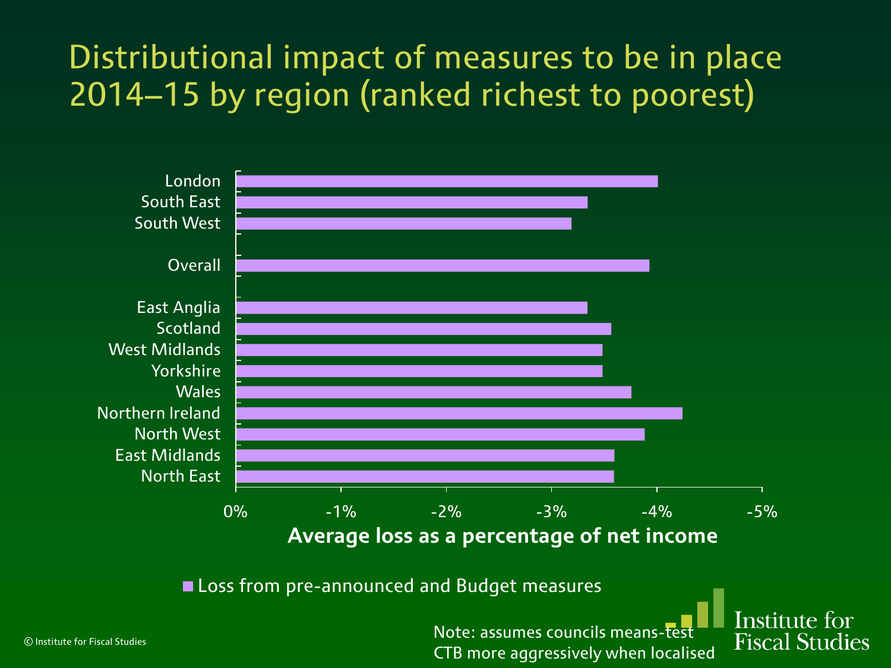# Distributional impact of measures to be in place 2014–15 by region (ranked richest to poorest)

| Region | Loss from pre-announced and Budget measures |
|---|---|
| London | -4.0% |
| South East | -3.3% |
| South West | -3.2% |
| Overall | -3.9% |
| East Anglia | -3.3% |
| Scotland | -3.6% |
| West Midlands | -3.5% |
| Yorkshire | -3.5% |
| Wales | -3.8% |
| Northern Ireland | -4.2% |
| North West | -3.9% |
| East Midlands | -3.6% |
| North East | -3.6% |

Average loss as a percentage of net income

■ Loss from pre-announced and Budget measures

Note: assumes councils means-test CTB more aggressively when localised

© Institute for Fiscal Studies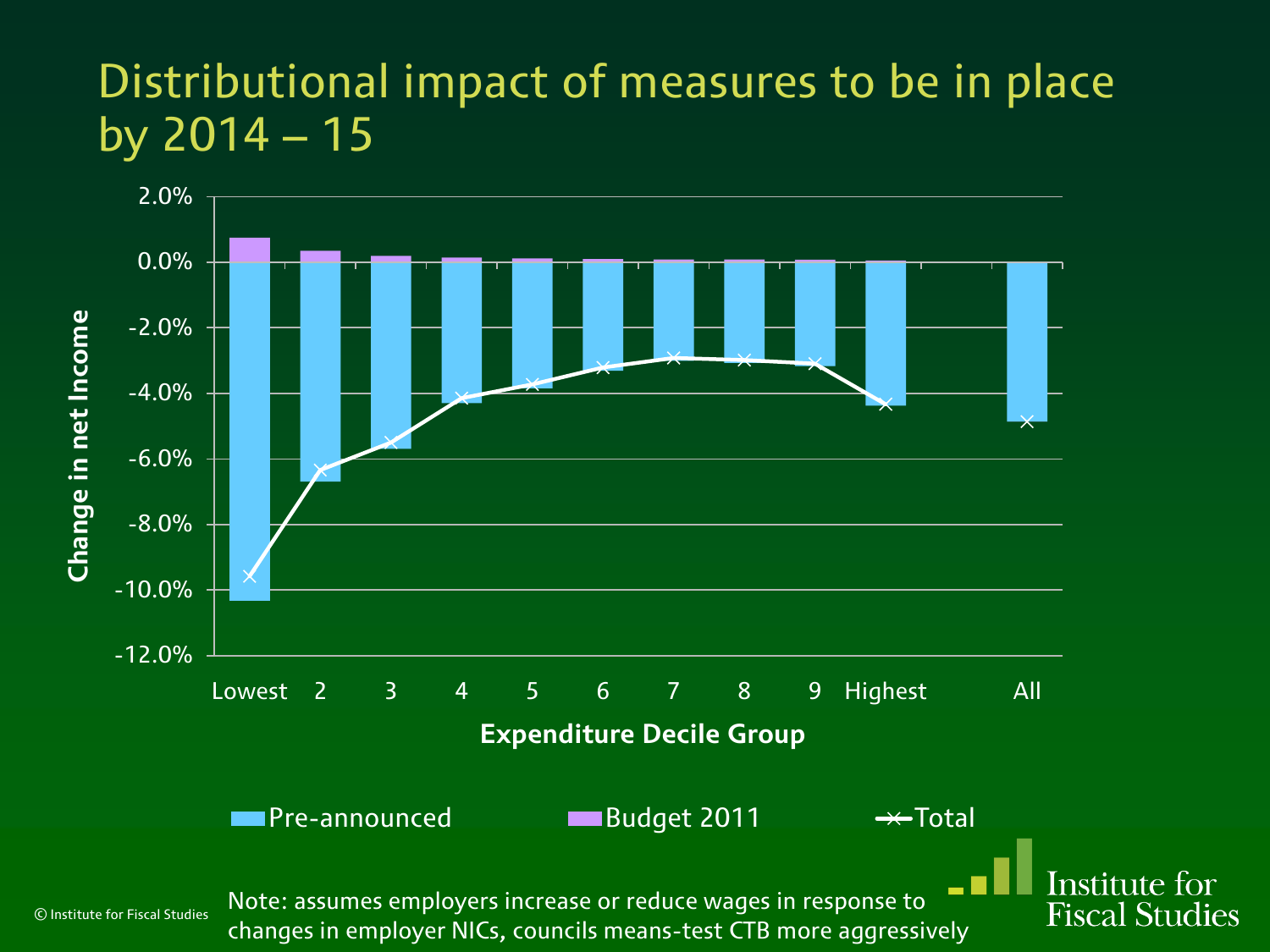# Distributional impact of measures to be in place by 2014 – 15

Change in net Income

2.0%
0.0%
-2.0%
-4.0%
-6.0%
-8.0%
-10.0%
-12.0%

Lowest 2 3 4 5 6 7 8 9 Highest All

Expenditure Decile Group

Pre-announced
Budget 2011
Total

Note: assumes employers increase or reduce wages in response to changes in employer NICs, councils means-test CTB more aggressively

© Institute for Fiscal Studies

Institute for Fiscal Studies